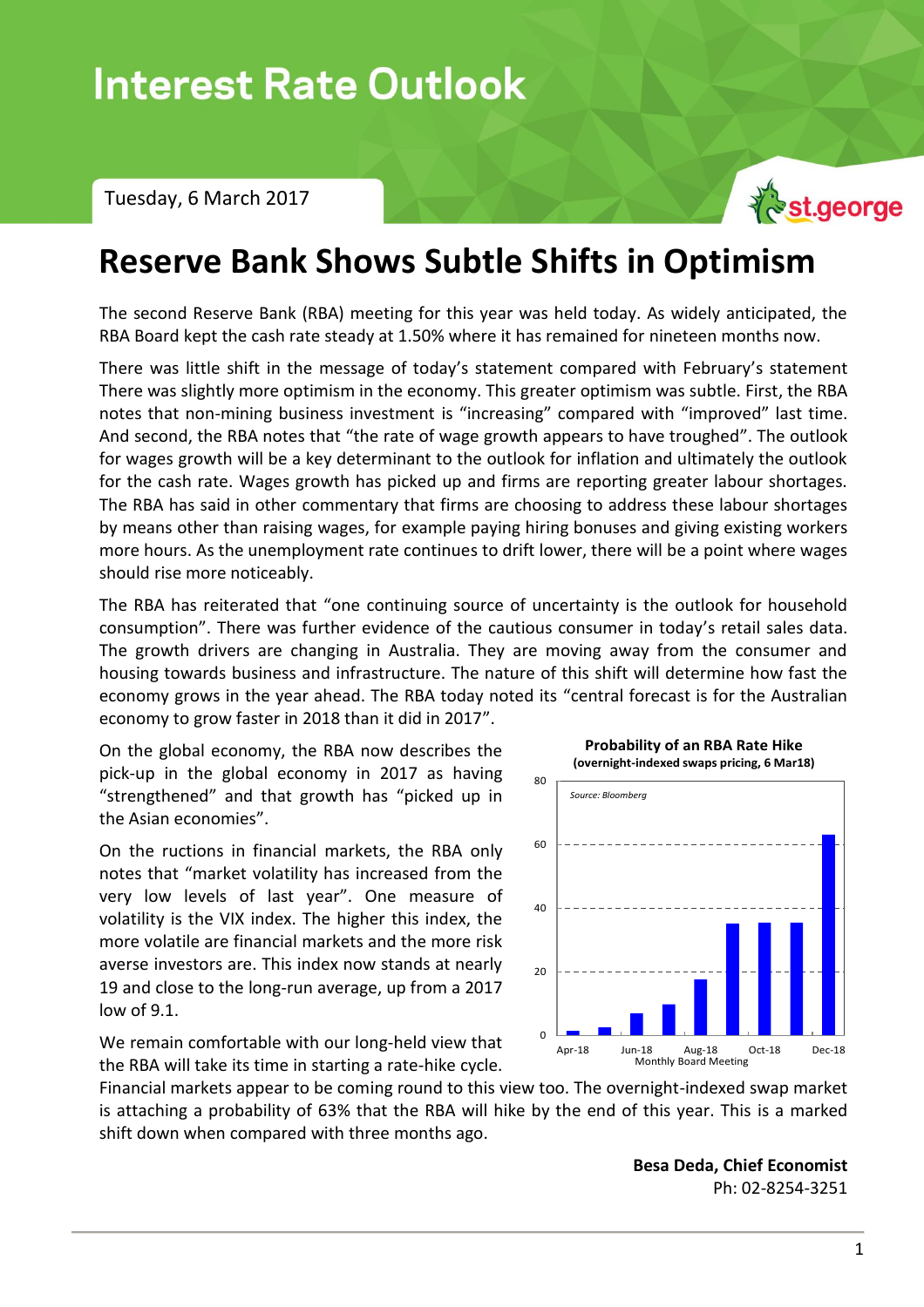# Interest Rate Outlook

Tuesday, 6 March 2017

# Reserve Bank Shows Subtle Shifts in Optimism

The second Reserve Bank (RBA) meeting for this year was held today. As widely anticipated, the RBA Board kept the cash rate steady at 1.50% where it has remained for nineteen months now.

There was little shift in the message of today's statement compared with February's statement There was slightly more optimism in the economy. This greater optimism was subtle. First, the RBA notes that non-mining business investment is "increasing" compared with "improved" last time. And second, the RBA notes that "the rate of wage growth appears to have troughed". The outlook for wages growth will be a key determinant to the outlook for inflation and ultimately the outlook for the cash rate. Wages growth has picked up and firms are reporting greater labour shortages. The RBA has said in other commentary that firms are choosing to address these labour shortages by means other than raising wages, for example paying hiring bonuses and giving existing workers more hours. As the unemployment rate continues to drift lower, there will be a point where wages should rise more noticeably.

The RBA has reiterated that "one continuing source of uncertainty is the outlook for household consumption". There was further evidence of the cautious consumer in today's retail sales data. The growth drivers are changing in Australia. They are moving away from the consumer and housing towards business and infrastructure. The nature of this shift will determine how fast the economy grows in the year ahead. The RBA today noted its "central forecast is for the Australian economy to grow faster in 2018 than it did in 2017".

On the global economy, the RBA now describes the pick-up in the global economy in 2017 as having "strengthened" and that growth has "picked up in the Asian economies".

On the ructions in financial markets, the RBA only notes that "market volatility has increased from the very low levels of last year". One measure of volatility is the VIX index. The higher this index, the more volatile are financial markets and the more risk averse investors are. This index now stands at nearly 19 and close to the long-run average, up from a 2017 low of 9.1.

**Probability of an RBA Rate Hike**
**(overnight-indexed swaps pricing, 6 Mar18)**

*Source: Bloomberg*

| Monthly Board Meeting | Apr-18 | May-18 | Jun-18 | Jul-18 | Aug-18 | Sep-18 | Oct-18 | Nov-18 | Dec-18 |
|---|---|---|---|---|---|---|---|---|---|
| Probability (%) | ~1 | ~2 | ~7 | ~10 | ~18 | ~35 | ~35 | ~35 | ~63 |

We remain comfortable with our long-held view that the RBA will take its time in starting a rate-hike cycle. Financial markets appear to be coming round to this view too. The overnight-indexed swap market is attaching a probability of 63% that the RBA will hike by the end of this year. This is a marked shift down when compared with three months ago.

**Besa Deda, Chief Economist**
Ph: 02-8254-3251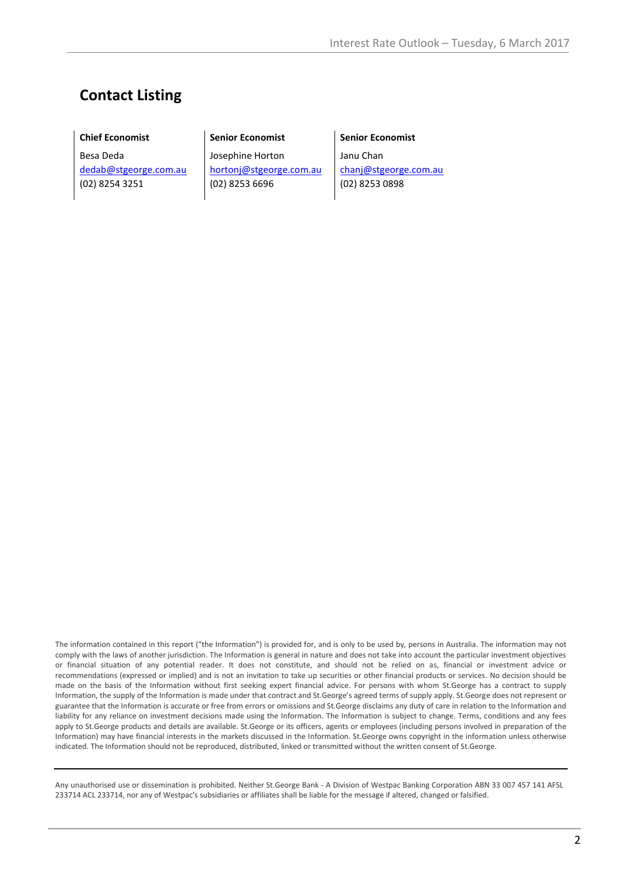## Contact Listing

**Chief Economist**

Besa Deda
dedab@stgeorge.com.au
(02) 8254 3251

**Senior Economist**

Josephine Horton
hortonj@stgeorge.com.au
(02) 8253 6696

**Senior Economist**

Janu Chan
chanj@stgeorge.com.au
(02) 8253 0898

The information contained in this report ("the Information") is provided for, and is only to be used by, persons in Australia. The information may not comply with the laws of another jurisdiction. The Information is general in nature and does not take into account the particular investment objectives or financial situation of any potential reader. It does not constitute, and should not be relied on as, financial or investment advice or recommendations (expressed or implied) and is not an invitation to take up securities or other financial products or services. No decision should be made on the basis of the Information without first seeking expert financial advice. For persons with whom St.George has a contract to supply Information, the supply of the Information is made under that contract and St.George's agreed terms of supply apply. St.George does not represent or guarantee that the Information is accurate or free from errors or omissions and St.George disclaims any duty of care in relation to the Information and liability for any reliance on investment decisions made using the Information. The Information is subject to change. Terms, conditions and any fees apply to St.George products and details are available. St.George or its officers, agents or employees (including persons involved in preparation of the Information) may have financial interests in the markets discussed in the Information. St.George owns copyright in the information unless otherwise indicated. The Information should not be reproduced, distributed, linked or transmitted without the written consent of St.George.

Any unauthorised use or dissemination is prohibited. Neither St.George Bank - A Division of Westpac Banking Corporation ABN 33 007 457 141 AFSL 233714 ACL 233714, nor any of Westpac's subsidiaries or affiliates shall be liable for the message if altered, changed or falsified.